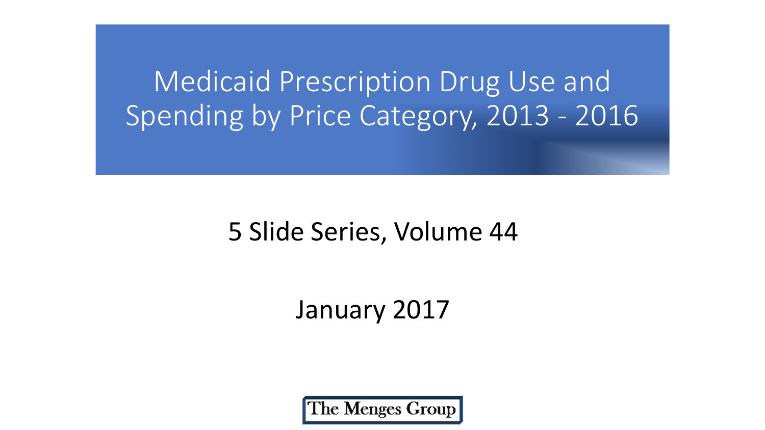# Medicaid Prescription Drug Use and Spending by Price Category, 2013 - 2016

5 Slide Series, Volume 44

January 2017

The Menges Group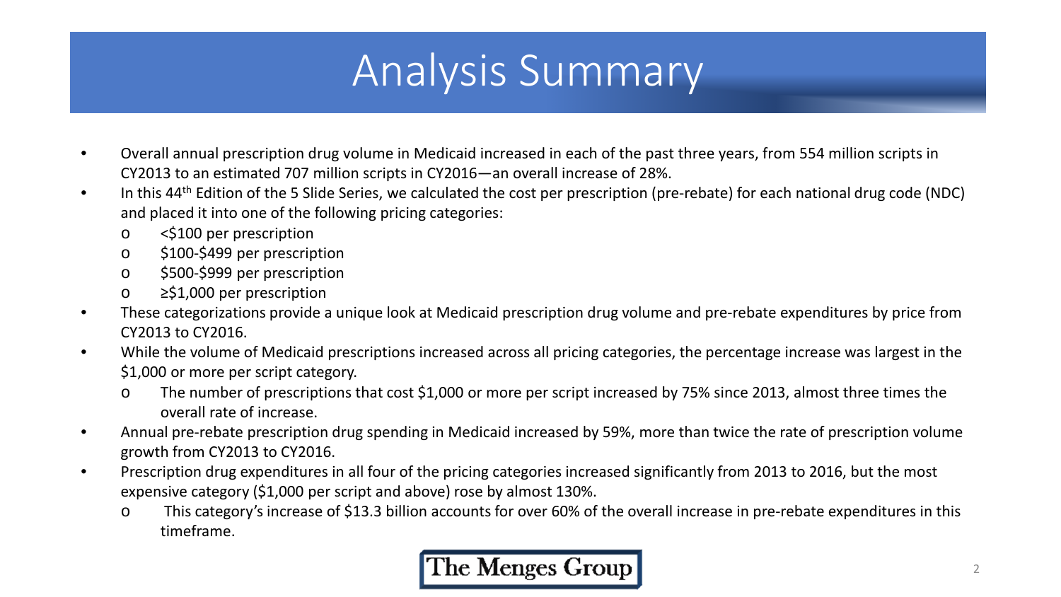# Analysis Summary

- Overall annual prescription drug volume in Medicaid increased in each of the past three years, from 554 million scripts in CY2013 to an estimated 707 million scripts in CY2016—an overall increase of 28%.
- In this 44th Edition of the 5 Slide Series, we calculated the cost per prescription (pre-rebate) for each national drug code (NDC) and placed it into one of the following pricing categories:
  - <$100 per prescription
  - $100-$499 per prescription
  - $500-$999 per prescription
  - ≥$1,000 per prescription
- These categorizations provide a unique look at Medicaid prescription drug volume and pre-rebate expenditures by price from CY2013 to CY2016.
- While the volume of Medicaid prescriptions increased across all pricing categories, the percentage increase was largest in the $1,000 or more per script category.
  - The number of prescriptions that cost $1,000 or more per script increased by 75% since 2013, almost three times the overall rate of increase.
- Annual pre-rebate prescription drug spending in Medicaid increased by 59%, more than twice the rate of prescription volume growth from CY2013 to CY2016.
- Prescription drug expenditures in all four of the pricing categories increased significantly from 2013 to 2016, but the most expensive category ($1,000 per script and above) rose by almost 130%.
  - This category's increase of $13.3 billion accounts for over 60% of the overall increase in pre-rebate expenditures in this timeframe.

The Menges Group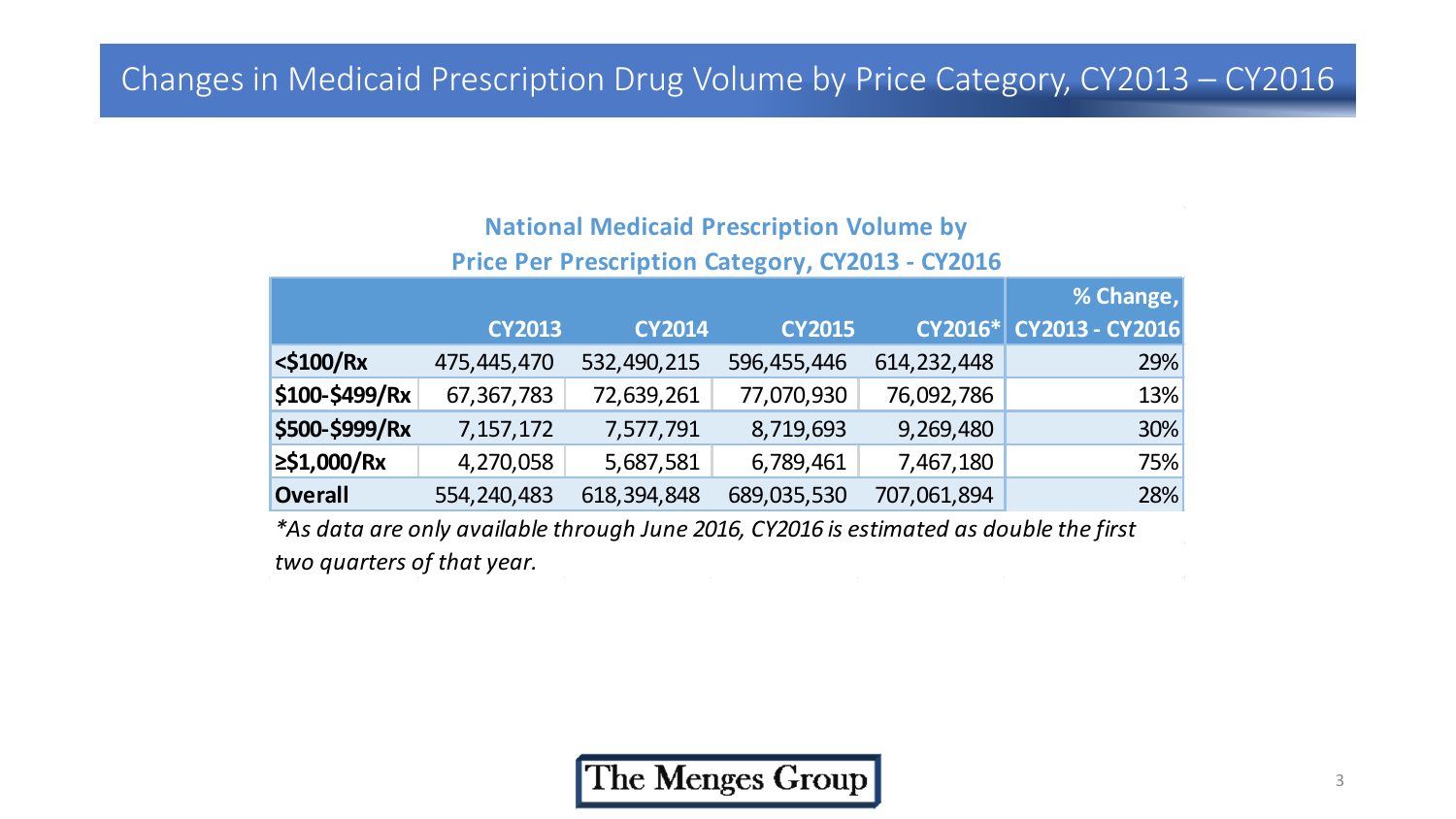# Changes in Medicaid Prescription Drug Volume by Price Category, CY2013 – CY2016

**National Medicaid Prescription Volume by Price Per Prescription Category, CY2013 - CY2016**

| | CY2013 | CY2014 | CY2015 | CY2016* | % Change, CY2013 - CY2016 |
|---|---|---|---|---|---|
| **<$100/Rx** | 475,445,470 | 532,490,215 | 596,455,446 | 614,232,448 | 29% |
| **$100-$499/Rx** | 67,367,783 | 72,639,261 | 77,070,930 | 76,092,786 | 13% |
| **$500-$999/Rx** | 7,157,172 | 7,577,791 | 8,719,693 | 9,269,480 | 30% |
| **≥$1,000/Rx** | 4,270,058 | 5,687,581 | 6,789,461 | 7,467,180 | 75% |
| **Overall** | 554,240,483 | 618,394,848 | 689,035,530 | 707,061,894 | 28% |

*\*As data are only available through June 2016, CY2016 is estimated as double the first two quarters of that year.*

The Menges Group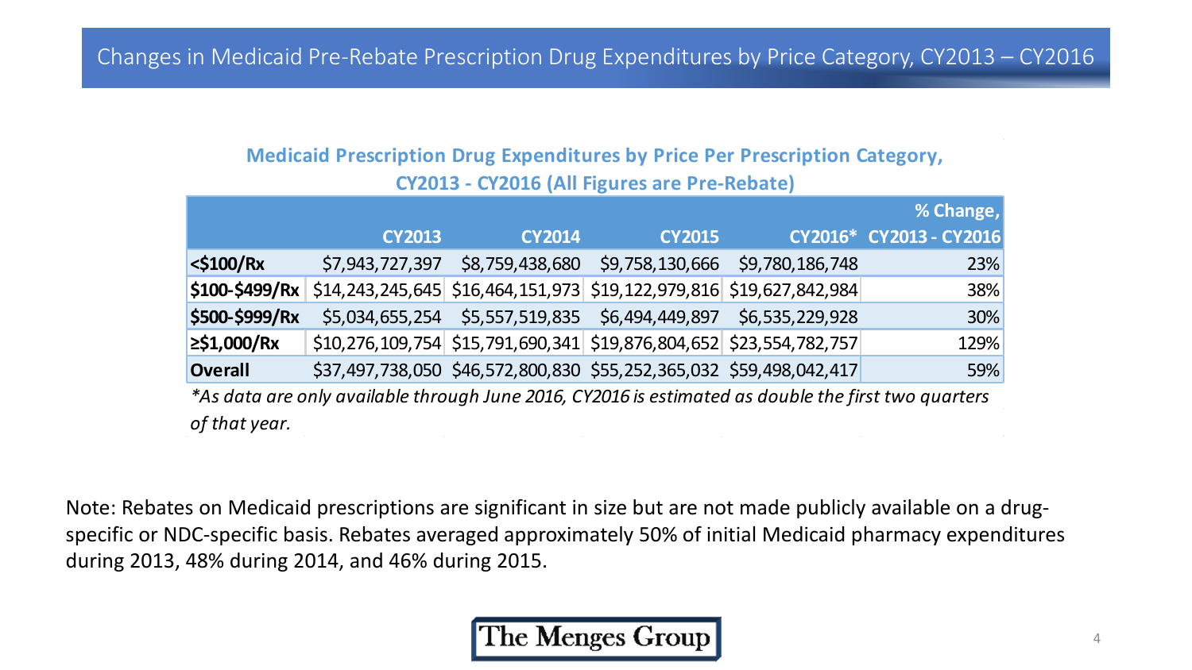# Changes in Medicaid Pre-Rebate Prescription Drug Expenditures by Price Category, CY2013 – CY2016

**Medicaid Prescription Drug Expenditures by Price Per Prescription Category, CY2013 - CY2016 (All Figures are Pre-Rebate)**

| | CY2013 | CY2014 | CY2015 | CY2016* | % Change, CY2013 - CY2016 |
|---|---|---|---|---|---|
| **<$100/Rx** | $7,943,727,397 | $8,759,438,680 | $9,758,130,666 | $9,780,186,748 | 23% |
| **$100-$499/Rx** | $14,243,245,645 | $16,464,151,973 | $19,122,979,816 | $19,627,842,984 | 38% |
| **$500-$999/Rx** | $5,034,655,254 | $5,557,519,835 | $6,494,449,897 | $6,535,229,928 | 30% |
| **≥$1,000/Rx** | $10,276,109,754 | $15,791,690,341 | $19,876,804,652 | $23,554,782,757 | 129% |
| **Overall** | $37,497,738,050 | $46,572,800,830 | $55,252,365,032 | $59,498,042,417 | 59% |

*\*As data are only available through June 2016, CY2016 is estimated as double the first two quarters of that year.*

Note: Rebates on Medicaid prescriptions are significant in size but are not made publicly available on a drug-specific or NDC-specific basis. Rebates averaged approximately 50% of initial Medicaid pharmacy expenditures during 2013, 48% during 2014, and 46% during 2015.

The Menges Group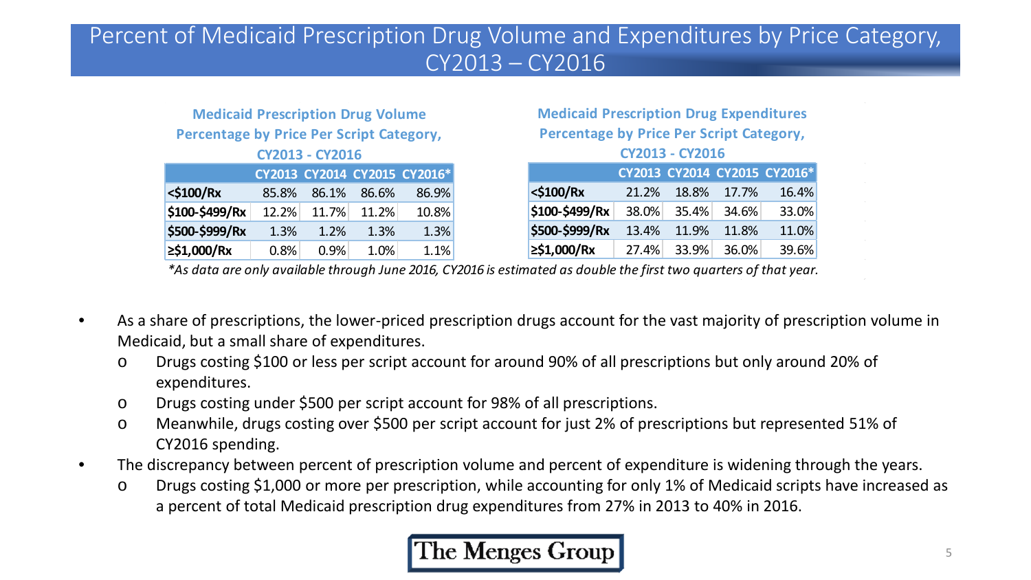# Percent of Medicaid Prescription Drug Volume and Expenditures by Price Category, CY2013 – CY2016

**Medicaid Prescription Drug Volume Percentage by Price Per Script Category, CY2013 - CY2016**

| | CY2013 | CY2014 | CY2015 | CY2016* |
|---|---|---|---|---|
| **<$100/Rx** | 85.8% | 86.1% | 86.6% | 86.9% |
| **$100-$499/Rx** | 12.2% | 11.7% | 11.2% | 10.8% |
| **$500-$999/Rx** | 1.3% | 1.2% | 1.3% | 1.3% |
| **≥$1,000/Rx** | 0.8% | 0.9% | 1.0% | 1.1% |

**Medicaid Prescription Drug Expenditures Percentage by Price Per Script Category, CY2013 - CY2016**

| | CY2013 | CY2014 | CY2015 | CY2016* |
|---|---|---|---|---|
| **<$100/Rx** | 21.2% | 18.8% | 17.7% | 16.4% |
| **$100-$499/Rx** | 38.0% | 35.4% | 34.6% | 33.0% |
| **$500-$999/Rx** | 13.4% | 11.9% | 11.8% | 11.0% |
| **≥$1,000/Rx** | 27.4% | 33.9% | 36.0% | 39.6% |

*\*As data are only available through June 2016, CY2016 is estimated as double the first two quarters of that year.*

- As a share of prescriptions, the lower-priced prescription drugs account for the vast majority of prescription volume in Medicaid, but a small share of expenditures.
  - Drugs costing $100 or less per script account for around 90% of all prescriptions but only around 20% of expenditures.
  - Drugs costing under $500 per script account for 98% of all prescriptions.
  - Meanwhile, drugs costing over $500 per script account for just 2% of prescriptions but represented 51% of CY2016 spending.
- The discrepancy between percent of prescription volume and percent of expenditure is widening through the years.
  - Drugs costing $1,000 or more per prescription, while accounting for only 1% of Medicaid scripts have increased as a percent of total Medicaid prescription drug expenditures from 27% in 2013 to 40% in 2016.

The Menges Group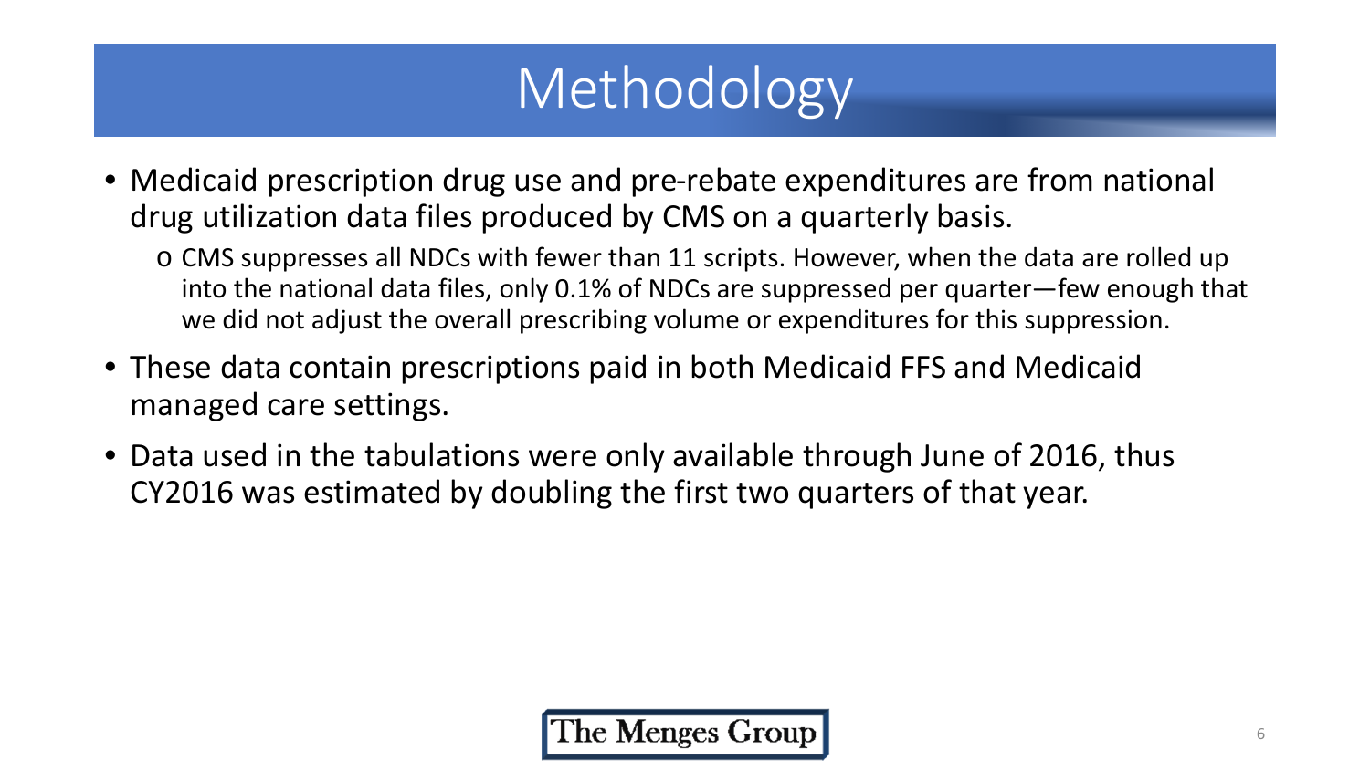# Methodology

- Medicaid prescription drug use and pre-rebate expenditures are from national drug utilization data files produced by CMS on a quarterly basis.
  - CMS suppresses all NDCs with fewer than 11 scripts. However, when the data are rolled up into the national data files, only 0.1% of NDCs are suppressed per quarter—few enough that we did not adjust the overall prescribing volume or expenditures for this suppression.
- These data contain prescriptions paid in both Medicaid FFS and Medicaid managed care settings.
- Data used in the tabulations were only available through June of 2016, thus CY2016 was estimated by doubling the first two quarters of that year.

The Menges Group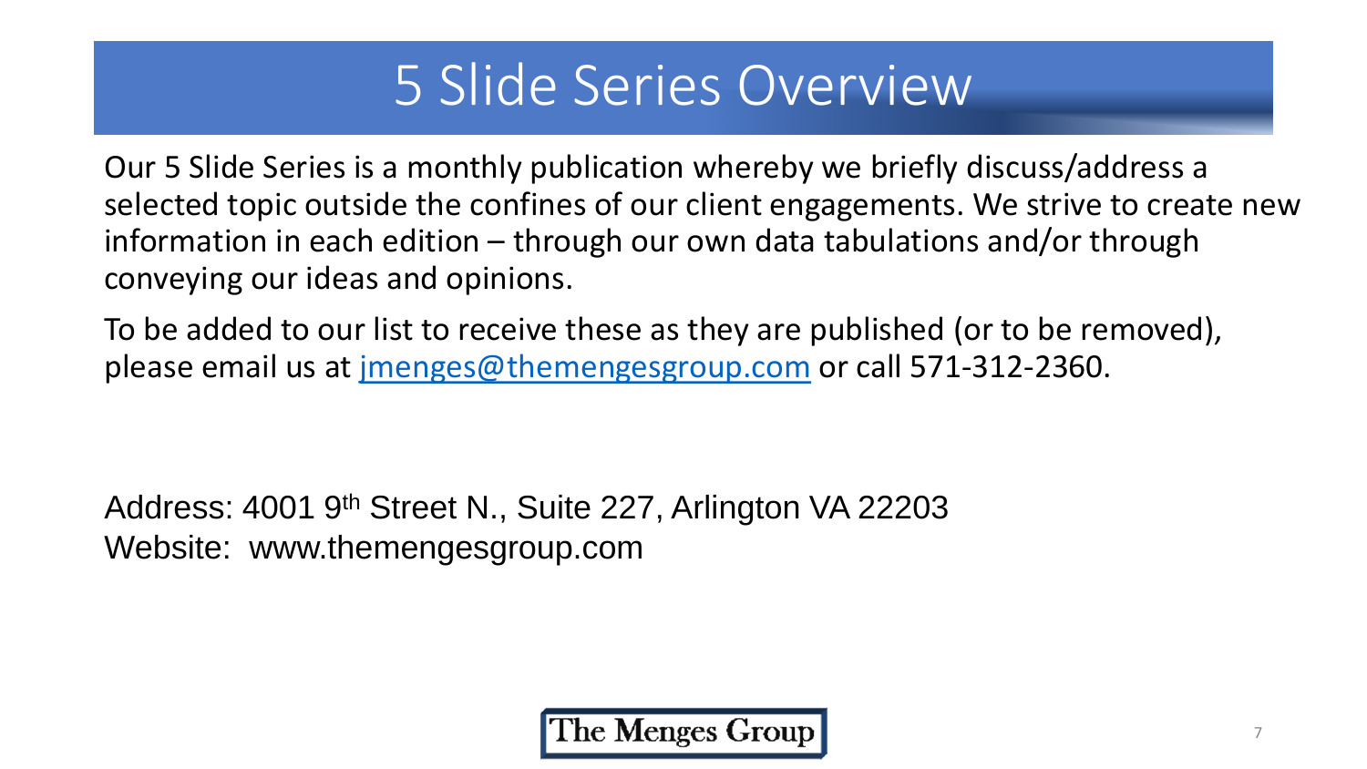# 5 Slide Series Overview

Our 5 Slide Series is a monthly publication whereby we briefly discuss/address a selected topic outside the confines of our client engagements. We strive to create new information in each edition – through our own data tabulations and/or through conveying our ideas and opinions.

To be added to our list to receive these as they are published (or to be removed), please email us at jmenges@themengesgroup.com or call 571-312-2360.

Address: 4001 9th Street N., Suite 227, Arlington VA 22203
Website: www.themengesgroup.com

The Menges Group